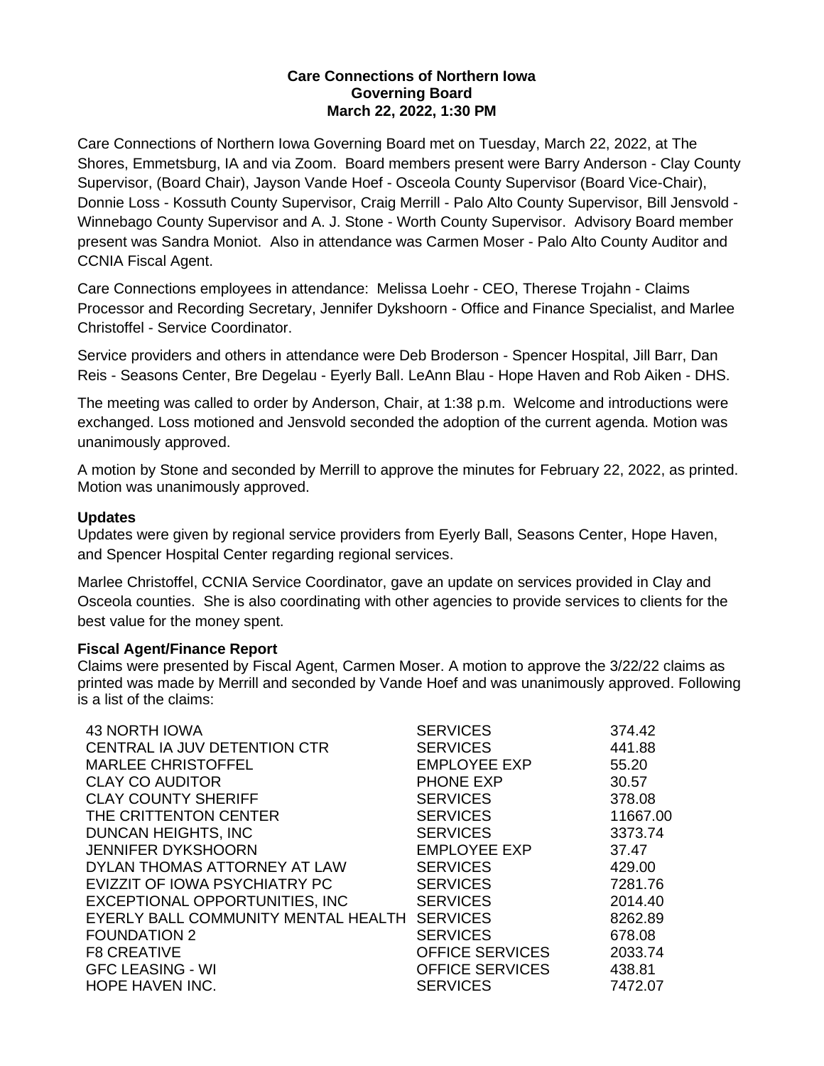**Care Connections of Northern Iowa**
**Governing Board**
**March 22, 2022, 1:30 PM**

Care Connections of Northern Iowa Governing Board met on Tuesday, March 22, 2022, at The Shores, Emmetsburg, IA and via Zoom. Board members present were Barry Anderson - Clay County Supervisor, (Board Chair), Jayson Vande Hoef - Osceola County Supervisor (Board Vice-Chair), Donnie Loss - Kossuth County Supervisor, Craig Merrill - Palo Alto County Supervisor, Bill Jensvold - Winnebago County Supervisor and A. J. Stone - Worth County Supervisor. Advisory Board member present was Sandra Moniot. Also in attendance was Carmen Moser - Palo Alto County Auditor and CCNIA Fiscal Agent.

Care Connections employees in attendance: Melissa Loehr - CEO, Therese Trojahn - Claims Processor and Recording Secretary, Jennifer Dykshoorn - Office and Finance Specialist, and Marlee Christoffel - Service Coordinator.

Service providers and others in attendance were Deb Broderson - Spencer Hospital, Jill Barr, Dan Reis - Seasons Center, Bre Degelau - Eyerly Ball. LeAnn Blau - Hope Haven and Rob Aiken - DHS.

The meeting was called to order by Anderson, Chair, at 1:38 p.m. Welcome and introductions were exchanged. Loss motioned and Jensvold seconded the adoption of the current agenda. Motion was unanimously approved.

A motion by Stone and seconded by Merrill to approve the minutes for February 22, 2022, as printed. Motion was unanimously approved.

**Updates**

Updates were given by regional service providers from Eyerly Ball, Seasons Center, Hope Haven, and Spencer Hospital Center regarding regional services.

Marlee Christoffel, CCNIA Service Coordinator, gave an update on services provided in Clay and Osceola counties. She is also coordinating with other agencies to provide services to clients for the best value for the money spent.

**Fiscal Agent/Finance Report**

Claims were presented by Fiscal Agent, Carmen Moser. A motion to approve the 3/22/22 claims as printed was made by Merrill and seconded by Vande Hoef and was unanimously approved. Following is a list of the claims:

| | | |
|---|---|---|
| 43 NORTH IOWA | SERVICES | 374.42 |
| CENTRAL IA JUV DETENTION CTR | SERVICES | 441.88 |
| MARLEE CHRISTOFFEL | EMPLOYEE EXP | 55.20 |
| CLAY CO AUDITOR | PHONE EXP | 30.57 |
| CLAY COUNTY SHERIFF | SERVICES | 378.08 |
| THE CRITTENTON CENTER | SERVICES | 11667.00 |
| DUNCAN HEIGHTS, INC | SERVICES | 3373.74 |
| JENNIFER DYKSHOORN | EMPLOYEE EXP | 37.47 |
| DYLAN THOMAS ATTORNEY AT LAW | SERVICES | 429.00 |
| EVIZZIT OF IOWA PSYCHIATRY PC | SERVICES | 7281.76 |
| EXCEPTIONAL OPPORTUNITIES, INC | SERVICES | 2014.40 |
| EYERLY BALL COMMUNITY MENTAL HEALTH | SERVICES | 8262.89 |
| FOUNDATION 2 | SERVICES | 678.08 |
| F8 CREATIVE | OFFICE SERVICES | 2033.74 |
| GFC LEASING - WI | OFFICE SERVICES | 438.81 |
| HOPE HAVEN INC. | SERVICES | 7472.07 |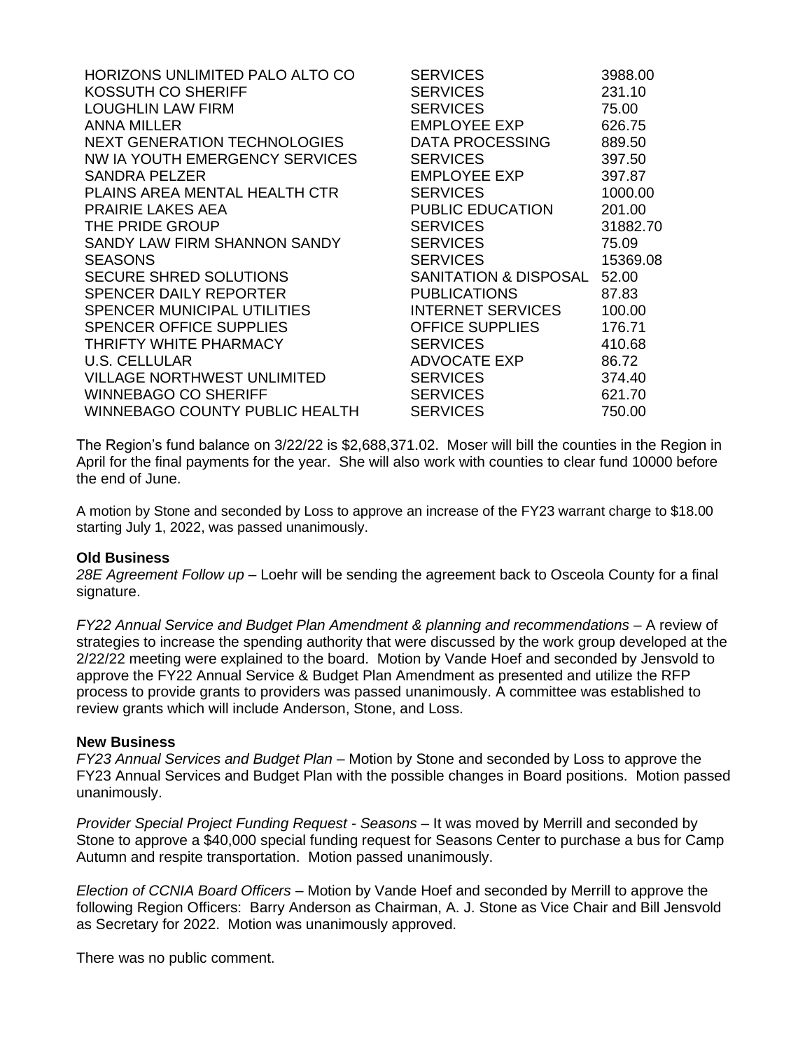| | | |
|---|---|---|
| HORIZONS UNLIMITED PALO ALTO CO | SERVICES | 3988.00 |
| KOSSUTH CO SHERIFF | SERVICES | 231.10 |
| LOUGHLIN LAW FIRM | SERVICES | 75.00 |
| ANNA MILLER | EMPLOYEE EXP | 626.75 |
| NEXT GENERATION TECHNOLOGIES | DATA PROCESSING | 889.50 |
| NW IA YOUTH EMERGENCY SERVICES | SERVICES | 397.50 |
| SANDRA PELZER | EMPLOYEE EXP | 397.87 |
| PLAINS AREA MENTAL HEALTH CTR | SERVICES | 1000.00 |
| PRAIRIE LAKES AEA | PUBLIC EDUCATION | 201.00 |
| THE PRIDE GROUP | SERVICES | 31882.70 |
| SANDY LAW FIRM SHANNON SANDY | SERVICES | 75.09 |
| SEASONS | SERVICES | 15369.08 |
| SECURE SHRED SOLUTIONS | SANITATION & DISPOSAL | 52.00 |
| SPENCER DAILY REPORTER | PUBLICATIONS | 87.83 |
| SPENCER MUNICIPAL UTILITIES | INTERNET SERVICES | 100.00 |
| SPENCER OFFICE SUPPLIES | OFFICE SUPPLIES | 176.71 |
| THRIFTY WHITE PHARMACY | SERVICES | 410.68 |
| U.S. CELLULAR | ADVOCATE EXP | 86.72 |
| VILLAGE NORTHWEST UNLIMITED | SERVICES | 374.40 |
| WINNEBAGO CO SHERIFF | SERVICES | 621.70 |
| WINNEBAGO COUNTY PUBLIC HEALTH | SERVICES | 750.00 |

The Region's fund balance on 3/22/22 is $2,688,371.02. Moser will bill the counties in the Region in April for the final payments for the year. She will also work with counties to clear fund 10000 before the end of June.

A motion by Stone and seconded by Loss to approve an increase of the FY23 warrant charge to $18.00 starting July 1, 2022, was passed unanimously.

**Old Business**

*28E Agreement Follow up* – Loehr will be sending the agreement back to Osceola County for a final signature.

*FY22 Annual Service and Budget Plan Amendment & planning and recommendations* – A review of strategies to increase the spending authority that were discussed by the work group developed at the 2/22/22 meeting were explained to the board. Motion by Vande Hoef and seconded by Jensvold to approve the FY22 Annual Service & Budget Plan Amendment as presented and utilize the RFP process to provide grants to providers was passed unanimously. A committee was established to review grants which will include Anderson, Stone, and Loss.

**New Business**

*FY23 Annual Services and Budget Plan* – Motion by Stone and seconded by Loss to approve the FY23 Annual Services and Budget Plan with the possible changes in Board positions. Motion passed unanimously.

*Provider Special Project Funding Request - Seasons* – It was moved by Merrill and seconded by Stone to approve a $40,000 special funding request for Seasons Center to purchase a bus for Camp Autumn and respite transportation. Motion passed unanimously.

*Election of CCNIA Board Officers* – Motion by Vande Hoef and seconded by Merrill to approve the following Region Officers: Barry Anderson as Chairman, A. J. Stone as Vice Chair and Bill Jensvold as Secretary for 2022. Motion was unanimously approved.

There was no public comment.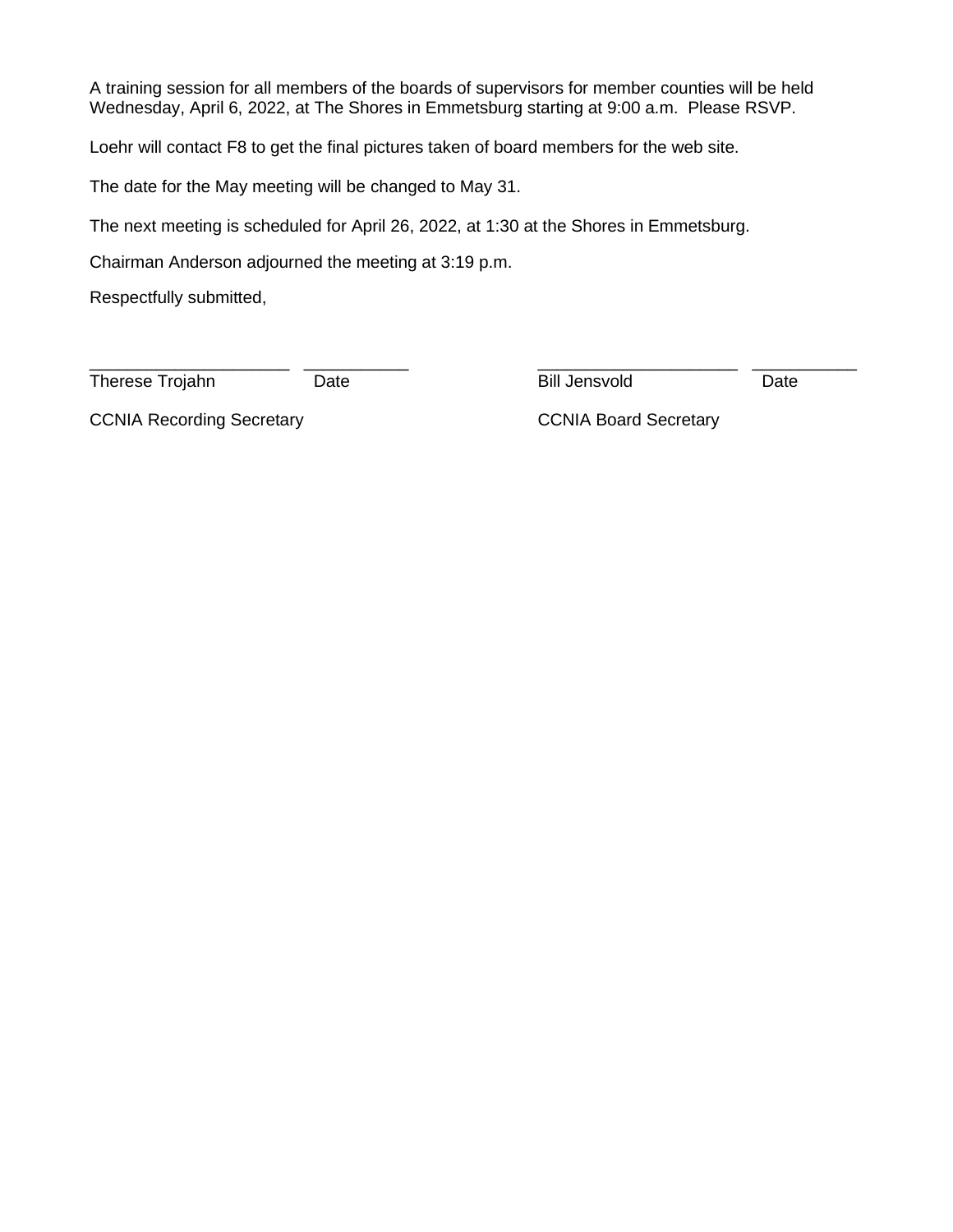A training session for all members of the boards of supervisors for member counties will be held Wednesday, April 6, 2022, at The Shores in Emmetsburg starting at 9:00 a.m. Please RSVP.

Loehr will contact F8 to get the final pictures taken of board members for the web site.

The date for the May meeting will be changed to May 31.

The next meeting is scheduled for April 26, 2022, at 1:30 at the Shores in Emmetsburg.

Chairman Anderson adjourned the meeting at 3:19 p.m.

Respectfully submitted,

| | | | |
|---|---|---|---|
| _____________________ | ___________ | _____________________ | ___________ |
| Therese Trojahn | Date | Bill Jensvold | Date |
| CCNIA Recording Secretary | | CCNIA Board Secretary | |